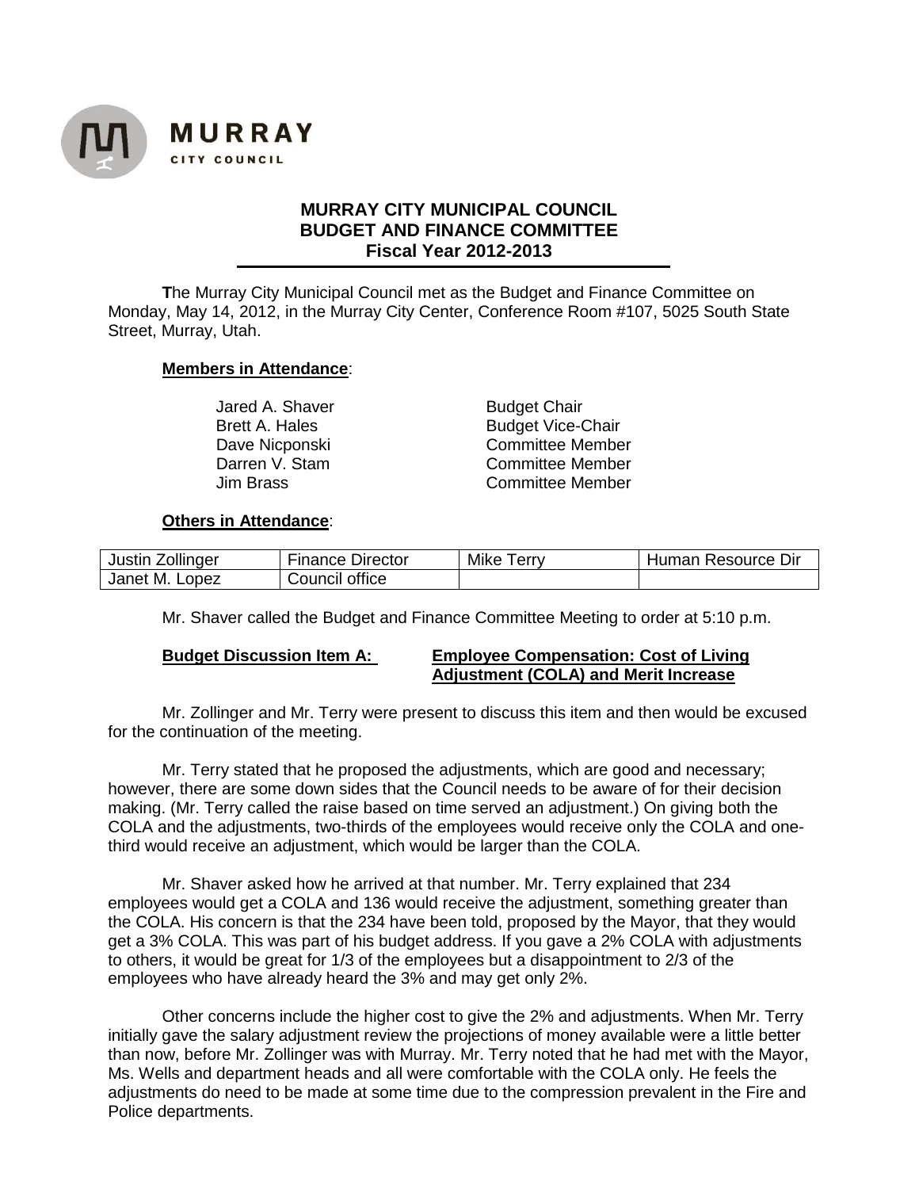**MURRAY**
**CITY COUNCIL**

# MURRAY CITY MUNICIPAL COUNCIL
## BUDGET AND FINANCE COMMITTEE
### Fiscal Year 2012-2013

**T**he Murray City Municipal Council met as the Budget and Finance Committee on Monday, May 14, 2012, in the Murray City Center, Conference Room #107, 5025 South State Street, Murray, Utah.

**Members in Attendance**:

| | |
|---|---|
| Jared A. Shaver | Budget Chair |
| Brett A. Hales | Budget Vice-Chair |
| Dave Nicponski | Committee Member |
| Darren V. Stam | Committee Member |
| Jim Brass | Committee Member |

**Others in Attendance**:

| | | | |
|---|---|---|---|
| Justin Zollinger | Finance Director | Mike Terry | Human Resource Dir |
| Janet M. Lopez | Council office | | |

Mr. Shaver called the Budget and Finance Committee Meeting to order at 5:10 p.m.

**Budget Discussion Item A:** **Employee Compensation: Cost of Living Adjustment (COLA) and Merit Increase**

Mr. Zollinger and Mr. Terry were present to discuss this item and then would be excused for the continuation of the meeting.

Mr. Terry stated that he proposed the adjustments, which are good and necessary; however, there are some down sides that the Council needs to be aware of for their decision making. (Mr. Terry called the raise based on time served an adjustment.) On giving both the COLA and the adjustments, two-thirds of the employees would receive only the COLA and one-third would receive an adjustment, which would be larger than the COLA.

Mr. Shaver asked how he arrived at that number. Mr. Terry explained that 234 employees would get a COLA and 136 would receive the adjustment, something greater than the COLA. His concern is that the 234 have been told, proposed by the Mayor, that they would get a 3% COLA. This was part of his budget address. If you gave a 2% COLA with adjustments to others, it would be great for 1/3 of the employees but a disappointment to 2/3 of the employees who have already heard the 3% and may get only 2%.

Other concerns include the higher cost to give the 2% and adjustments. When Mr. Terry initially gave the salary adjustment review the projections of money available were a little better than now, before Mr. Zollinger was with Murray. Mr. Terry noted that he had met with the Mayor, Ms. Wells and department heads and all were comfortable with the COLA only. He feels the adjustments do need to be made at some time due to the compression prevalent in the Fire and Police departments.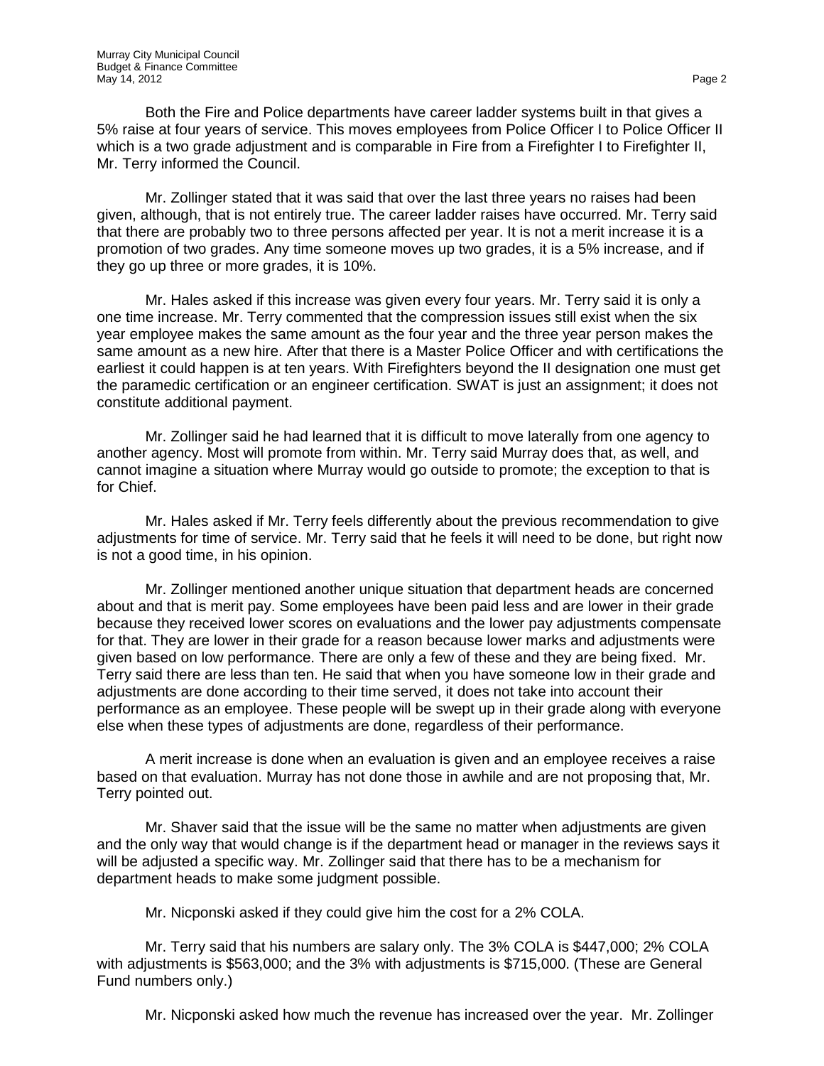Both the Fire and Police departments have career ladder systems built in that gives a 5% raise at four years of service. This moves employees from Police Officer I to Police Officer II which is a two grade adjustment and is comparable in Fire from a Firefighter I to Firefighter II, Mr. Terry informed the Council.

Mr. Zollinger stated that it was said that over the last three years no raises had been given, although, that is not entirely true. The career ladder raises have occurred. Mr. Terry said that there are probably two to three persons affected per year. It is not a merit increase it is a promotion of two grades. Any time someone moves up two grades, it is a 5% increase, and if they go up three or more grades, it is 10%.

Mr. Hales asked if this increase was given every four years. Mr. Terry said it is only a one time increase. Mr. Terry commented that the compression issues still exist when the six year employee makes the same amount as the four year and the three year person makes the same amount as a new hire. After that there is a Master Police Officer and with certifications the earliest it could happen is at ten years. With Firefighters beyond the II designation one must get the paramedic certification or an engineer certification. SWAT is just an assignment; it does not constitute additional payment.

Mr. Zollinger said he had learned that it is difficult to move laterally from one agency to another agency. Most will promote from within. Mr. Terry said Murray does that, as well, and cannot imagine a situation where Murray would go outside to promote; the exception to that is for Chief.

Mr. Hales asked if Mr. Terry feels differently about the previous recommendation to give adjustments for time of service. Mr. Terry said that he feels it will need to be done, but right now is not a good time, in his opinion.

Mr. Zollinger mentioned another unique situation that department heads are concerned about and that is merit pay. Some employees have been paid less and are lower in their grade because they received lower scores on evaluations and the lower pay adjustments compensate for that. They are lower in their grade for a reason because lower marks and adjustments were given based on low performance. There are only a few of these and they are being fixed. Mr. Terry said there are less than ten. He said that when you have someone low in their grade and adjustments are done according to their time served, it does not take into account their performance as an employee. These people will be swept up in their grade along with everyone else when these types of adjustments are done, regardless of their performance.

A merit increase is done when an evaluation is given and an employee receives a raise based on that evaluation. Murray has not done those in awhile and are not proposing that, Mr. Terry pointed out.

Mr. Shaver said that the issue will be the same no matter when adjustments are given and the only way that would change is if the department head or manager in the reviews says it will be adjusted a specific way. Mr. Zollinger said that there has to be a mechanism for department heads to make some judgment possible.

Mr. Nicponski asked if they could give him the cost for a 2% COLA.

Mr. Terry said that his numbers are salary only. The 3% COLA is $447,000; 2% COLA with adjustments is $563,000; and the 3% with adjustments is $715,000. (These are General Fund numbers only.)

Mr. Nicponski asked how much the revenue has increased over the year. Mr. Zollinger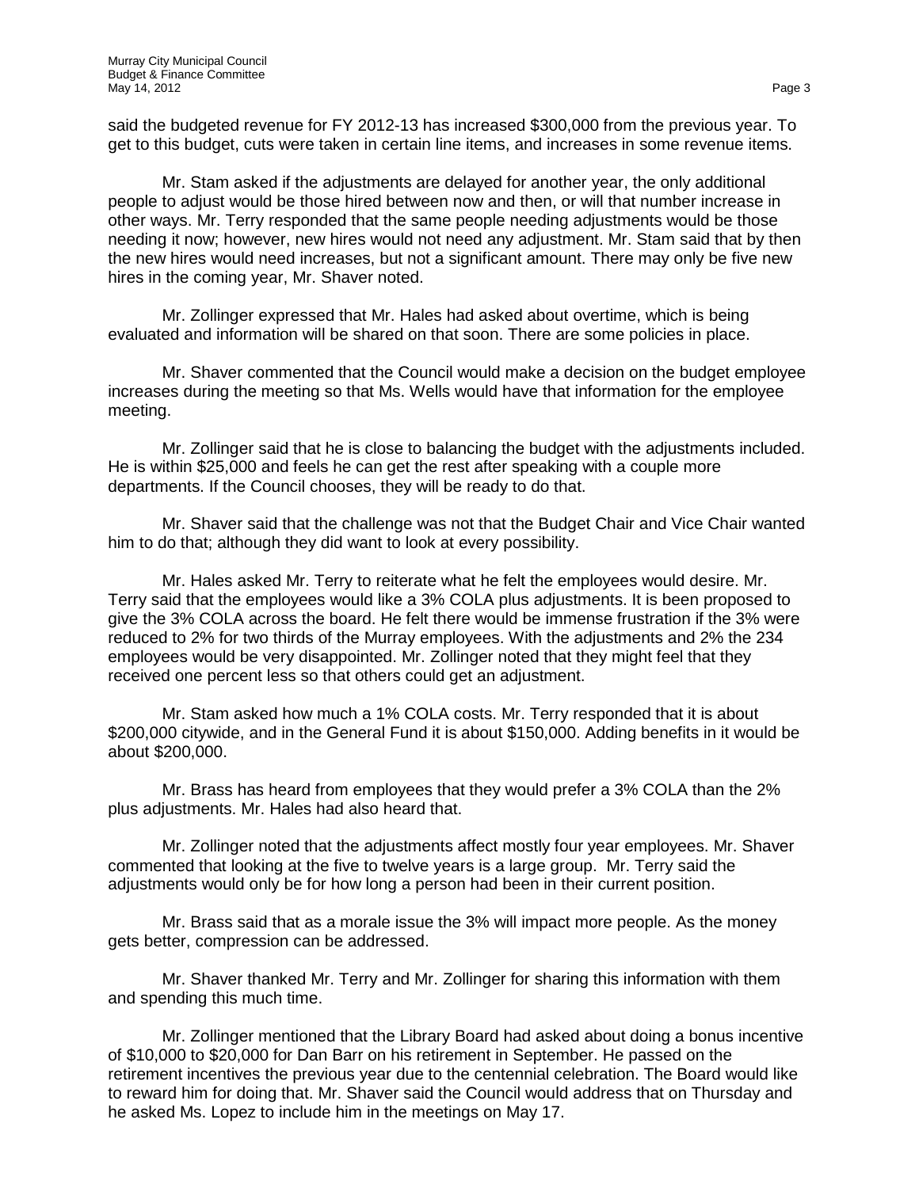said the budgeted revenue for FY 2012-13 has increased $300,000 from the previous year. To get to this budget, cuts were taken in certain line items, and increases in some revenue items.

Mr. Stam asked if the adjustments are delayed for another year, the only additional people to adjust would be those hired between now and then, or will that number increase in other ways. Mr. Terry responded that the same people needing adjustments would be those needing it now; however, new hires would not need any adjustment. Mr. Stam said that by then the new hires would need increases, but not a significant amount. There may only be five new hires in the coming year, Mr. Shaver noted.

Mr. Zollinger expressed that Mr. Hales had asked about overtime, which is being evaluated and information will be shared on that soon. There are some policies in place.

Mr. Shaver commented that the Council would make a decision on the budget employee increases during the meeting so that Ms. Wells would have that information for the employee meeting.

Mr. Zollinger said that he is close to balancing the budget with the adjustments included. He is within $25,000 and feels he can get the rest after speaking with a couple more departments. If the Council chooses, they will be ready to do that.

Mr. Shaver said that the challenge was not that the Budget Chair and Vice Chair wanted him to do that; although they did want to look at every possibility.

Mr. Hales asked Mr. Terry to reiterate what he felt the employees would desire. Mr. Terry said that the employees would like a 3% COLA plus adjustments. It is been proposed to give the 3% COLA across the board. He felt there would be immense frustration if the 3% were reduced to 2% for two thirds of the Murray employees. With the adjustments and 2% the 234 employees would be very disappointed. Mr. Zollinger noted that they might feel that they received one percent less so that others could get an adjustment.

Mr. Stam asked how much a 1% COLA costs. Mr. Terry responded that it is about $200,000 citywide, and in the General Fund it is about $150,000. Adding benefits in it would be about $200,000.

Mr. Brass has heard from employees that they would prefer a 3% COLA than the 2% plus adjustments. Mr. Hales had also heard that.

Mr. Zollinger noted that the adjustments affect mostly four year employees. Mr. Shaver commented that looking at the five to twelve years is a large group. Mr. Terry said the adjustments would only be for how long a person had been in their current position.

Mr. Brass said that as a morale issue the 3% will impact more people. As the money gets better, compression can be addressed.

Mr. Shaver thanked Mr. Terry and Mr. Zollinger for sharing this information with them and spending this much time.

Mr. Zollinger mentioned that the Library Board had asked about doing a bonus incentive of $10,000 to $20,000 for Dan Barr on his retirement in September. He passed on the retirement incentives the previous year due to the centennial celebration. The Board would like to reward him for doing that. Mr. Shaver said the Council would address that on Thursday and he asked Ms. Lopez to include him in the meetings on May 17.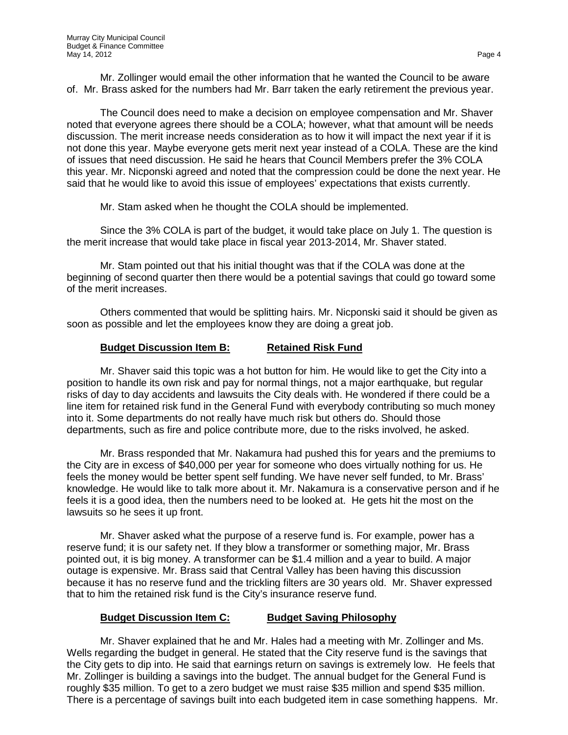Mr. Zollinger would email the other information that he wanted the Council to be aware of. Mr. Brass asked for the numbers had Mr. Barr taken the early retirement the previous year.

The Council does need to make a decision on employee compensation and Mr. Shaver noted that everyone agrees there should be a COLA; however, what that amount will be needs discussion. The merit increase needs consideration as to how it will impact the next year if it is not done this year. Maybe everyone gets merit next year instead of a COLA. These are the kind of issues that need discussion. He said he hears that Council Members prefer the 3% COLA this year. Mr. Nicponski agreed and noted that the compression could be done the next year. He said that he would like to avoid this issue of employees' expectations that exists currently.

Mr. Stam asked when he thought the COLA should be implemented.

Since the 3% COLA is part of the budget, it would take place on July 1. The question is the merit increase that would take place in fiscal year 2013-2014, Mr. Shaver stated.

Mr. Stam pointed out that his initial thought was that if the COLA was done at the beginning of second quarter then there would be a potential savings that could go toward some of the merit increases.

Others commented that would be splitting hairs. Mr. Nicponski said it should be given as soon as possible and let the employees know they are doing a great job.

**Budget Discussion Item B: Retained Risk Fund**

Mr. Shaver said this topic was a hot button for him. He would like to get the City into a position to handle its own risk and pay for normal things, not a major earthquake, but regular risks of day to day accidents and lawsuits the City deals with. He wondered if there could be a line item for retained risk fund in the General Fund with everybody contributing so much money into it. Some departments do not really have much risk but others do. Should those departments, such as fire and police contribute more, due to the risks involved, he asked.

Mr. Brass responded that Mr. Nakamura had pushed this for years and the premiums to the City are in excess of $40,000 per year for someone who does virtually nothing for us. He feels the money would be better spent self funding. We have never self funded, to Mr. Brass' knowledge. He would like to talk more about it. Mr. Nakamura is a conservative person and if he feels it is a good idea, then the numbers need to be looked at. He gets hit the most on the lawsuits so he sees it up front.

Mr. Shaver asked what the purpose of a reserve fund is. For example, power has a reserve fund; it is our safety net. If they blow a transformer or something major, Mr. Brass pointed out, it is big money. A transformer can be $1.4 million and a year to build. A major outage is expensive. Mr. Brass said that Central Valley has been having this discussion because it has no reserve fund and the trickling filters are 30 years old. Mr. Shaver expressed that to him the retained risk fund is the City's insurance reserve fund.

**Budget Discussion Item C: Budget Saving Philosophy**

Mr. Shaver explained that he and Mr. Hales had a meeting with Mr. Zollinger and Ms. Wells regarding the budget in general. He stated that the City reserve fund is the savings that the City gets to dip into. He said that earnings return on savings is extremely low. He feels that Mr. Zollinger is building a savings into the budget. The annual budget for the General Fund is roughly $35 million. To get to a zero budget we must raise $35 million and spend $35 million. There is a percentage of savings built into each budgeted item in case something happens. Mr.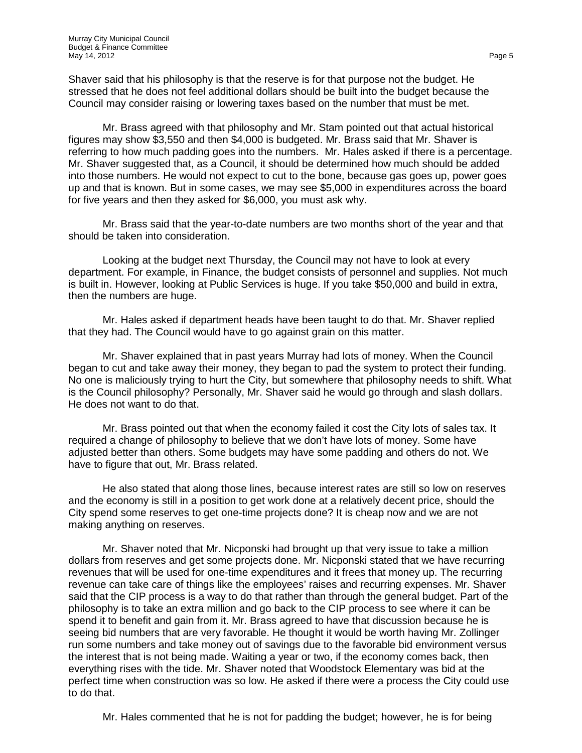Shaver said that his philosophy is that the reserve is for that purpose not the budget. He stressed that he does not feel additional dollars should be built into the budget because the Council may consider raising or lowering taxes based on the number that must be met.

Mr. Brass agreed with that philosophy and Mr. Stam pointed out that actual historical figures may show $3,550 and then $4,000 is budgeted. Mr. Brass said that Mr. Shaver is referring to how much padding goes into the numbers. Mr. Hales asked if there is a percentage. Mr. Shaver suggested that, as a Council, it should be determined how much should be added into those numbers. He would not expect to cut to the bone, because gas goes up, power goes up and that is known. But in some cases, we may see $5,000 in expenditures across the board for five years and then they asked for $6,000, you must ask why.

Mr. Brass said that the year-to-date numbers are two months short of the year and that should be taken into consideration.

Looking at the budget next Thursday, the Council may not have to look at every department. For example, in Finance, the budget consists of personnel and supplies. Not much is built in. However, looking at Public Services is huge. If you take $50,000 and build in extra, then the numbers are huge.

Mr. Hales asked if department heads have been taught to do that. Mr. Shaver replied that they had. The Council would have to go against grain on this matter.

Mr. Shaver explained that in past years Murray had lots of money. When the Council began to cut and take away their money, they began to pad the system to protect their funding. No one is maliciously trying to hurt the City, but somewhere that philosophy needs to shift. What is the Council philosophy? Personally, Mr. Shaver said he would go through and slash dollars. He does not want to do that.

Mr. Brass pointed out that when the economy failed it cost the City lots of sales tax. It required a change of philosophy to believe that we don't have lots of money. Some have adjusted better than others. Some budgets may have some padding and others do not. We have to figure that out, Mr. Brass related.

He also stated that along those lines, because interest rates are still so low on reserves and the economy is still in a position to get work done at a relatively decent price, should the City spend some reserves to get one-time projects done? It is cheap now and we are not making anything on reserves.

Mr. Shaver noted that Mr. Nicponski had brought up that very issue to take a million dollars from reserves and get some projects done. Mr. Nicponski stated that we have recurring revenues that will be used for one-time expenditures and it frees that money up. The recurring revenue can take care of things like the employees' raises and recurring expenses. Mr. Shaver said that the CIP process is a way to do that rather than through the general budget. Part of the philosophy is to take an extra million and go back to the CIP process to see where it can be spend it to benefit and gain from it. Mr. Brass agreed to have that discussion because he is seeing bid numbers that are very favorable. He thought it would be worth having Mr. Zollinger run some numbers and take money out of savings due to the favorable bid environment versus the interest that is not being made. Waiting a year or two, if the economy comes back, then everything rises with the tide. Mr. Shaver noted that Woodstock Elementary was bid at the perfect time when construction was so low. He asked if there were a process the City could use to do that.

Mr. Hales commented that he is not for padding the budget; however, he is for being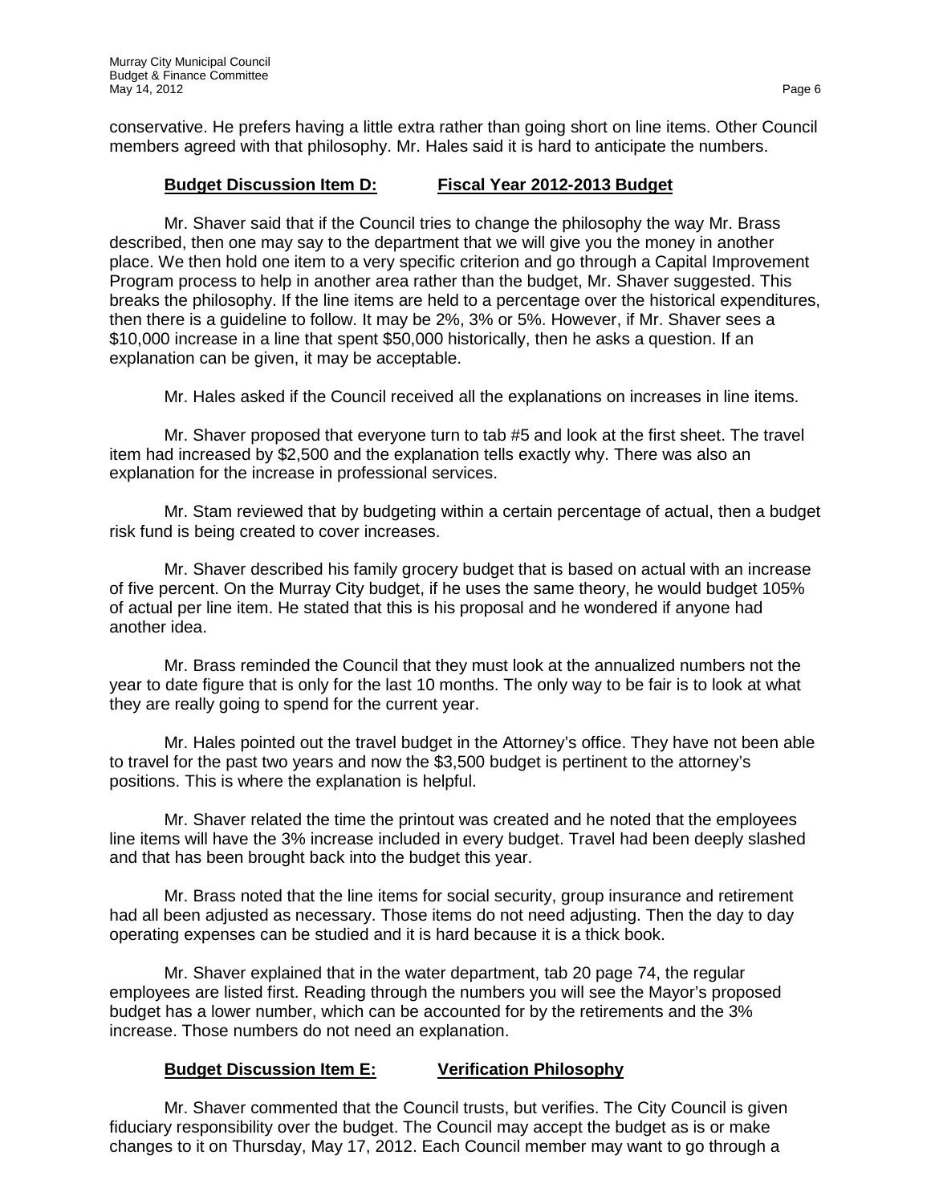conservative. He prefers having a little extra rather than going short on line items. Other Council members agreed with that philosophy. Mr. Hales said it is hard to anticipate the numbers.

**Budget Discussion Item D: Fiscal Year 2012-2013 Budget**

Mr. Shaver said that if the Council tries to change the philosophy the way Mr. Brass described, then one may say to the department that we will give you the money in another place. We then hold one item to a very specific criterion and go through a Capital Improvement Program process to help in another area rather than the budget, Mr. Shaver suggested. This breaks the philosophy. If the line items are held to a percentage over the historical expenditures, then there is a guideline to follow. It may be 2%, 3% or 5%. However, if Mr. Shaver sees a $10,000 increase in a line that spent $50,000 historically, then he asks a question. If an explanation can be given, it may be acceptable.

Mr. Hales asked if the Council received all the explanations on increases in line items.

Mr. Shaver proposed that everyone turn to tab #5 and look at the first sheet. The travel item had increased by $2,500 and the explanation tells exactly why. There was also an explanation for the increase in professional services.

Mr. Stam reviewed that by budgeting within a certain percentage of actual, then a budget risk fund is being created to cover increases.

Mr. Shaver described his family grocery budget that is based on actual with an increase of five percent. On the Murray City budget, if he uses the same theory, he would budget 105% of actual per line item. He stated that this is his proposal and he wondered if anyone had another idea.

Mr. Brass reminded the Council that they must look at the annualized numbers not the year to date figure that is only for the last 10 months. The only way to be fair is to look at what they are really going to spend for the current year.

Mr. Hales pointed out the travel budget in the Attorney's office. They have not been able to travel for the past two years and now the $3,500 budget is pertinent to the attorney's positions. This is where the explanation is helpful.

Mr. Shaver related the time the printout was created and he noted that the employees line items will have the 3% increase included in every budget. Travel had been deeply slashed and that has been brought back into the budget this year.

Mr. Brass noted that the line items for social security, group insurance and retirement had all been adjusted as necessary. Those items do not need adjusting. Then the day to day operating expenses can be studied and it is hard because it is a thick book.

Mr. Shaver explained that in the water department, tab 20 page 74, the regular employees are listed first. Reading through the numbers you will see the Mayor's proposed budget has a lower number, which can be accounted for by the retirements and the 3% increase. Those numbers do not need an explanation.

**Budget Discussion Item E: Verification Philosophy**

Mr. Shaver commented that the Council trusts, but verifies. The City Council is given fiduciary responsibility over the budget. The Council may accept the budget as is or make changes to it on Thursday, May 17, 2012. Each Council member may want to go through a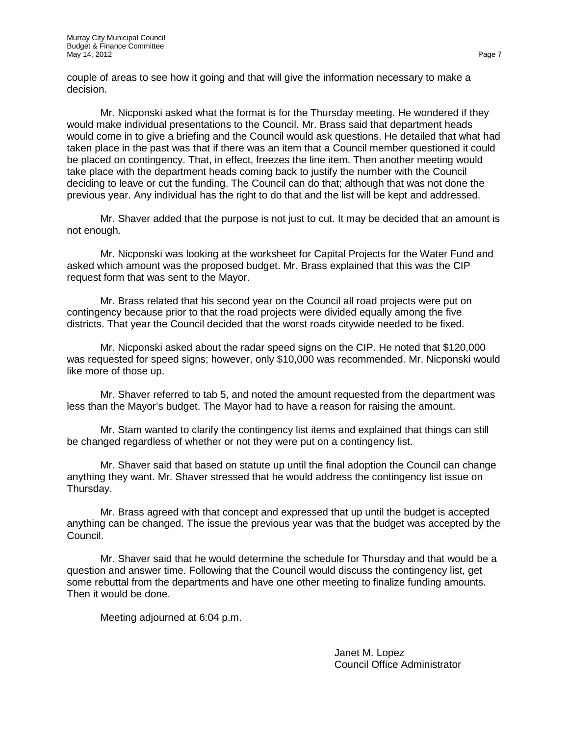couple of areas to see how it going and that will give the information necessary to make a decision.

Mr. Nicponski asked what the format is for the Thursday meeting. He wondered if they would make individual presentations to the Council. Mr. Brass said that department heads would come in to give a briefing and the Council would ask questions. He detailed that what had taken place in the past was that if there was an item that a Council member questioned it could be placed on contingency. That, in effect, freezes the line item. Then another meeting would take place with the department heads coming back to justify the number with the Council deciding to leave or cut the funding. The Council can do that; although that was not done the previous year. Any individual has the right to do that and the list will be kept and addressed.

Mr. Shaver added that the purpose is not just to cut. It may be decided that an amount is not enough.

Mr. Nicponski was looking at the worksheet for Capital Projects for the Water Fund and asked which amount was the proposed budget. Mr. Brass explained that this was the CIP request form that was sent to the Mayor.

Mr. Brass related that his second year on the Council all road projects were put on contingency because prior to that the road projects were divided equally among the five districts. That year the Council decided that the worst roads citywide needed to be fixed.

Mr. Nicponski asked about the radar speed signs on the CIP. He noted that $120,000 was requested for speed signs; however, only $10,000 was recommended. Mr. Nicponski would like more of those up.

Mr. Shaver referred to tab 5, and noted the amount requested from the department was less than the Mayor's budget. The Mayor had to have a reason for raising the amount.

Mr. Stam wanted to clarify the contingency list items and explained that things can still be changed regardless of whether or not they were put on a contingency list.

Mr. Shaver said that based on statute up until the final adoption the Council can change anything they want. Mr. Shaver stressed that he would address the contingency list issue on Thursday.

Mr. Brass agreed with that concept and expressed that up until the budget is accepted anything can be changed. The issue the previous year was that the budget was accepted by the Council.

Mr. Shaver said that he would determine the schedule for Thursday and that would be a question and answer time. Following that the Council would discuss the contingency list, get some rebuttal from the departments and have one other meeting to finalize funding amounts. Then it would be done.

Meeting adjourned at 6:04 p.m.

Janet M. Lopez
Council Office Administrator